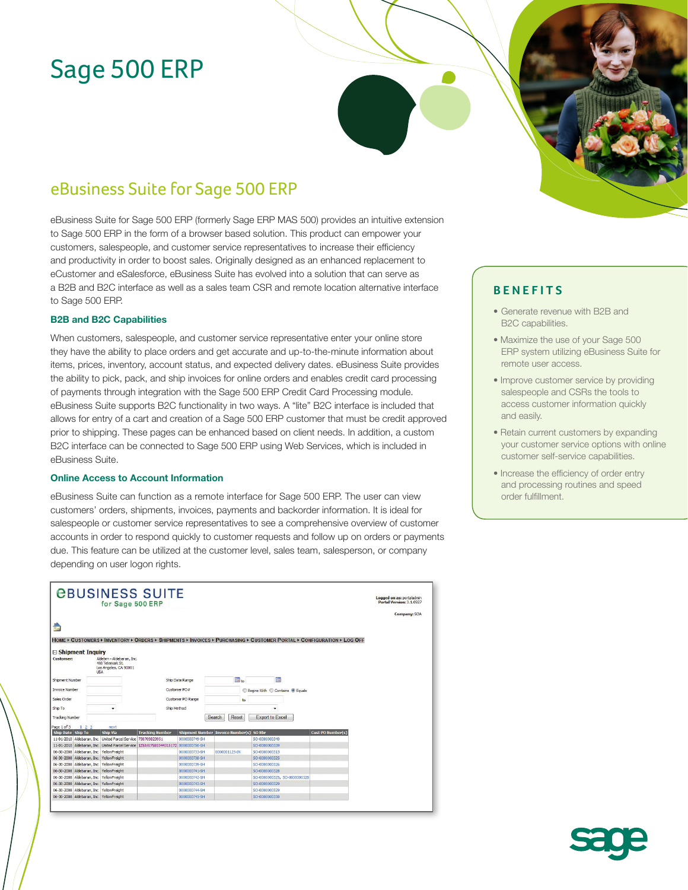# Sage 500 ERP

## eBusiness Suite for Sage 500 ERP

eBusiness Suite for Sage 500 ERP (formerly Sage ERP MAS 500) provides an intuitive extension to Sage 500 ERP in the form of a browser based solution. This product can empower your customers, salespeople, and customer service representatives to increase their efficiency and productivity in order to boost sales. Originally designed as an enhanced replacement to eCustomer and eSalesforce, eBusiness Suite has evolved into a solution that can serve as a B2B and B2C interface as well as a sales team CSR and remote location alternative interface to Sage 500 ERP.

### B2B and B2C Capabilities

When customers, salespeople, and customer service representative enter your online store they have the ability to place orders and get accurate and up-to-the-minute information about items, prices, inventory, account status, and expected delivery dates. eBusiness Suite provides the ability to pick, pack, and ship invoices for online orders and enables credit card processing of payments through integration with the Sage 500 ERP Credit Card Processing module. eBusiness Suite supports B2C functionality in two ways. A "lite" B2C interface is included that allows for entry of a cart and creation of a Sage 500 ERP customer that must be credit approved prior to shipping. These pages can be enhanced based on client needs. In addition, a custom B2C interface can be connected to Sage 500 ERP using Web Services, which is included in eBusiness Suite.

### Online Access to Account Information

eBusiness Suite can function as a remote interface for Sage 500 ERP. The user can view customers' orders, shipments, invoices, payments and backorder information. It is ideal for salespeople or customer service representatives to see a comprehensive overview of customer accounts in order to respond quickly to customer requests and follow up on orders or payments due. This feature can be utilized at the customer level, sales team, salesperson, or company depending on user logon rights.

## BENEFITS

- Generate revenue with B2B and B2C capabilities.
- Maximize the use of your Sage 500 ERP system utilizing eBusiness Suite for remote user access.
- Improve customer service by providing salespeople and CSRs the tools to access customer information quickly and easily.
- Retain current customers by expanding your customer service options with online customer self-service capabilities.
- Increase the efficiency of order entry and processing routines and speed order fulfillment.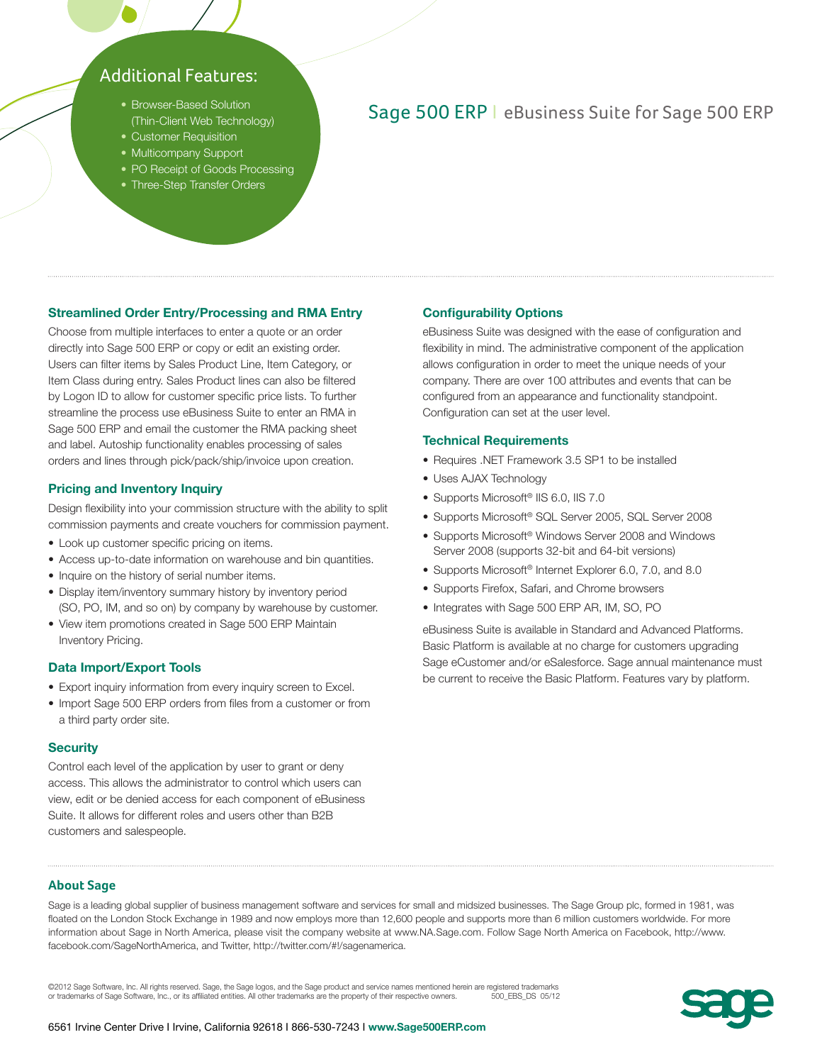## Additional Features:

- Browser-Based Solution (Thin-Client Web Technology)
- Customer Requisition
- Multicompany Support
- PO Receipt of Goods Processing
- Three-Step Transfer Orders

# Sage 500 ERP | eBusiness Suite for Sage 500 ERP

### Streamlined Order Entry/Processing and RMA Entry

Choose from multiple interfaces to enter a quote or an order directly into Sage 500 ERP or copy or edit an existing order. Users can filter items by Sales Product Line, Item Category, or Item Class during entry. Sales Product lines can also be filtered by Logon ID to allow for customer specific price lists. To further streamline the process use eBusiness Suite to enter an RMA in Sage 500 ERP and email the customer the RMA packing sheet and label. Autoship functionality enables processing of sales orders and lines through pick/pack/ship/invoice upon creation.

### Pricing and Inventory Inquiry

Design flexibility into your commission structure with the ability to split commission payments and create vouchers for commission payment.

- Look up customer specific pricing on items.
- Access up-to-date information on warehouse and bin quantities.
- Inquire on the history of serial number items.
- Display item/inventory summary history by inventory period (SO, PO, IM, and so on) by company by warehouse by customer.
- View item promotions created in Sage 500 ERP Maintain Inventory Pricing.

### Data Import/Export Tools

- Export inquiry information from every inquiry screen to Excel.
- Import Sage 500 ERP orders from files from a customer or from a third party order site.

### Security

Control each level of the application by user to grant or deny access. This allows the administrator to control which users can view, edit or be denied access for each component of eBusiness Suite. It allows for different roles and users other than B2B customers and salespeople.

### Configurability Options

eBusiness Suite was designed with the ease of configuration and flexibility in mind. The administrative component of the application allows configuration in order to meet the unique needs of your company. There are over 100 attributes and events that can be configured from an appearance and functionality standpoint. Configuration can set at the user level.

### Technical Requirements

- Requires .NET Framework 3.5 SP1 to be installed
- Uses AJAX Technology
- Supports Microsoft® IIS 6.0, IIS 7.0
- Supports Microsoft® SQL Server 2005, SQL Server 2008
- Supports Microsoft® Windows Server 2008 and Windows Server 2008 (supports 32-bit and 64-bit versions)
- Supports Microsoft® Internet Explorer 6.0, 7.0, and 8.0
- Supports Firefox, Safari, and Chrome browsers
- Integrates with Sage 500 ERP AR, IM, SO, PO

eBusiness Suite is available in Standard and Advanced Platforms. Basic Platform is available at no charge for customers upgrading Sage eCustomer and/or eSalesforce. Sage annual maintenance must be current to receive the Basic Platform. Features vary by platform.

### About Sage

Sage is a leading global supplier of business management software and services for small and midsized businesses. The Sage Group plc, formed in 1981, was floated on the London Stock Exchange in 1989 and now employs more than 12,600 people and supports more than 6 million customers worldwide. For more information about Sage in North America, please visit the company website at www.NA.Sage.com. Follow Sage North America on Facebook, http://www.facebook.com/SageNorthAmerica, and Twitter, http://twitter.com/#!/sagenamerica.

©2012 Sage Software, Inc. All rights reserved. Sage, the Sage logos, and the Sage product and service names mentioned herein are registered trademarks or trademarks of Sage Software, Inc., or its affiliated entities. All other trademarks are the property of their respective owners. 500_EBS_DS 05/12

6561 Irvine Center Drive I Irvine, California 92618 I 866-530-7243 I **www.Sage500ERP.com**